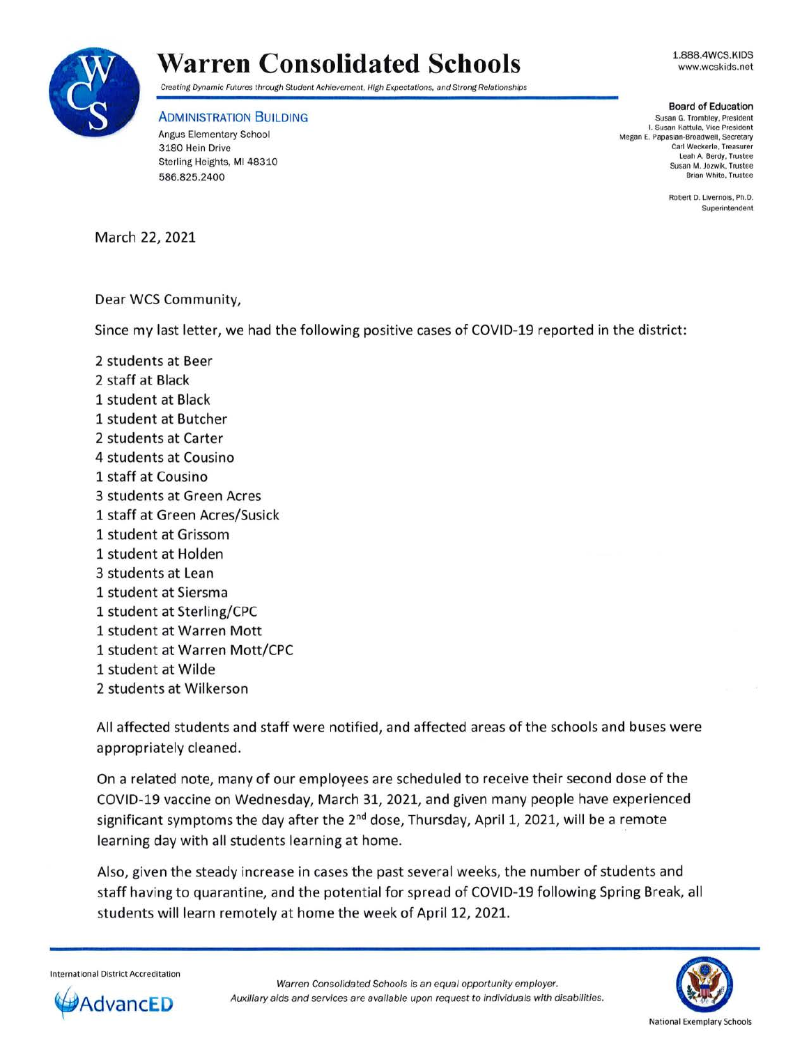# Warren Consolidated Schools

*Creating Dynamic Futures through Student Achievement, High Expectations, and Strong Relationships*

1.888.4WCS.KIDS
www.wcskids.net

**ADMINISTRATION BUILDING**
Angus Elementary School
3180 Hein Drive
Sterling Heights, MI 48310
586.825.2400

**Board of Education**
Susan G. Trombley, President
I. Susan Kattula, Vice President
Megan E. Papasian-Broadwell, Secretary
Carl Weckerle, Treasurer
Leah A. Berdy, Trustee
Susan M. Jozwik, Trustee
Brian White, Trustee

Robert D. Livernois, Ph.D.
Superintendent

March 22, 2021

Dear WCS Community,

Since my last letter, we had the following positive cases of COVID-19 reported in the district:

2 students at Beer
2 staff at Black
1 student at Black
1 student at Butcher
2 students at Carter
4 students at Cousino
1 staff at Cousino
3 students at Green Acres
1 staff at Green Acres/Susick
1 student at Grissom
1 student at Holden
3 students at Lean
1 student at Siersma
1 student at Sterling/CPC
1 student at Warren Mott
1 student at Warren Mott/CPC
1 student at Wilde
2 students at Wilkerson

All affected students and staff were notified, and affected areas of the schools and buses were appropriately cleaned.

On a related note, many of our employees are scheduled to receive their second dose of the COVID-19 vaccine on Wednesday, March 31, 2021, and given many people have experienced significant symptoms the day after the 2nd dose, Thursday, April 1, 2021, will be a remote learning day with all students learning at home.

Also, given the steady increase in cases the past several weeks, the number of students and staff having to quarantine, and the potential for spread of COVID-19 following Spring Break, all students will learn remotely at home the week of April 12, 2021.

International District Accreditation
AdvancED

*Warren Consolidated Schools is an equal opportunity employer.*
*Auxiliary aids and services are available upon request to individuals with disabilities.*

National Exemplary Schools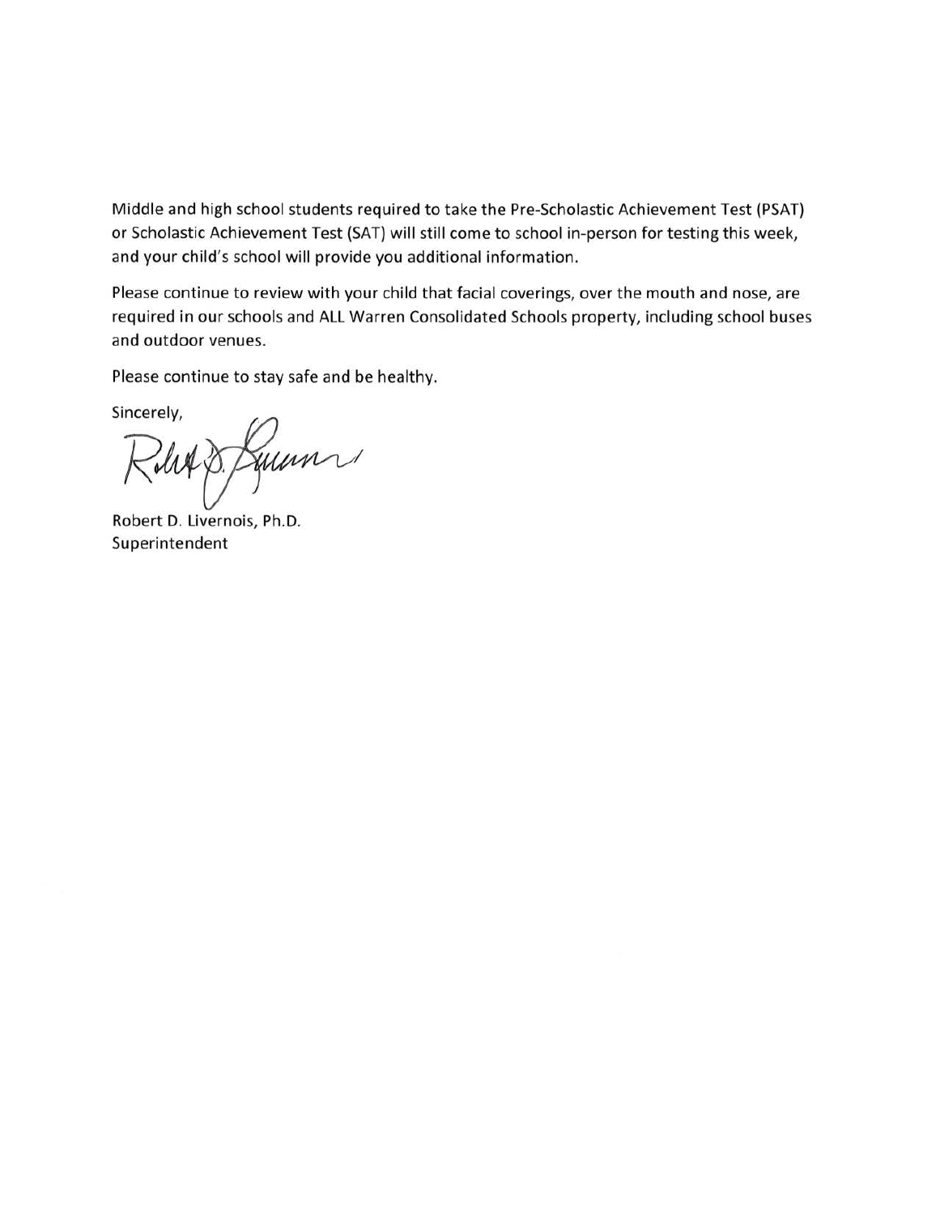Middle and high school students required to take the Pre-Scholastic Achievement Test (PSAT) or Scholastic Achievement Test (SAT) will still come to school in-person for testing this week, and your child's school will provide you additional information.

Please continue to review with your child that facial coverings, over the mouth and nose, are required in our schools and ALL Warren Consolidated Schools property, including school buses and outdoor venues.

Please continue to stay safe and be healthy.

Sincerely,

Robert D. Livernois, Ph.D.
Superintendent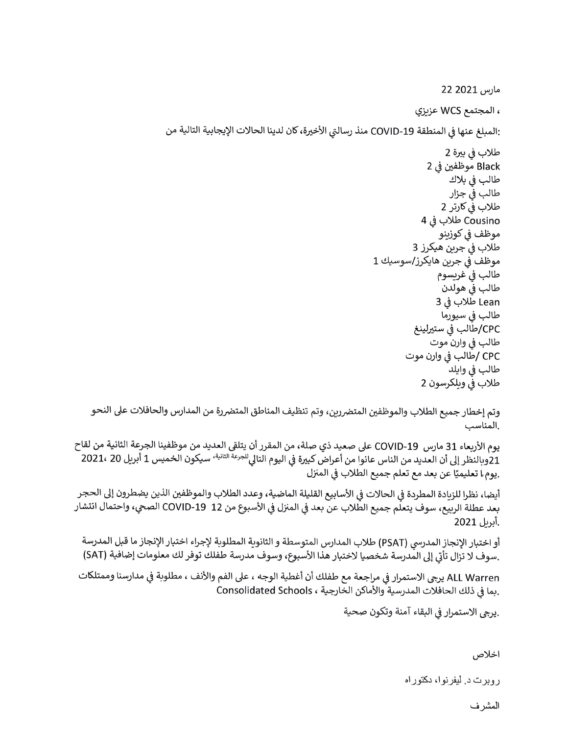مارس 22 2021

، المجتمع WCS عزيزي

:المبلغ عنها في المنطقة COVID-19 منذ رسالتي الأخيرة، كان لدينا الحالات الإيجابية التالية من

طلاب في بيرة 2
Black موظفين في 2
طالب في بلاك
طالب في جزار
طلاب في كارتر 2
Cousino طلاب في 4
موظف في كوزينو
طلاب في جرين هيكرز 3
موظف في جرين هايكرز/سوسيك 1
طالب في غريسوم
طالب في هولدن
Lean طلاب في 3
طالب في سيورما
CPC/طالب في ستيرلينغ
طالب في وارن موت
CPC /طالب في وارن موت
طالب في وايلد
طلاب في ويلكرسون 2

وتم إخطار جميع الطلاب والموظفين المتضررين، وتم تنظيف المناطق المتضررة من المدارس والحافلات على النحو .المناسب

يوم الأربعاء 31 مارس COVID-19 على صعيد ذي صلة، من المقرر أن يتلقى العديد من موظفينا الجرعة الثانية من لقاح 21وبالنظر إلى أن العديد من الناس عانوا من أعراض كبيرة في اليوم التالي للجرعة الثانية، سيكون الخميس 1 أبريل 20 ،2021 .يوما تعليميًا عن بعد مع تعلم جميع الطلاب في المنزل

أيضا، نظرا للزيادة المطردة في الحالات في الأسابيع القليلة الماضية، وعدد الطلاب والموظفين الذين يضطرون إلى الحجر بعد عطلة الربيع، سوف يتعلم جميع الطلاب عن بعد في المنزل في الأسبوع من 12 COVID-19 الصحي، واحتمال انتشار .أبريل 2021

أو اختبار الإنجاز المدرسي (PSAT) طلاب المدارس المتوسطة و الثانوية المطلوبة لإجراء اختبار الإنجاز ما قبل المدرسة .سوف لا تزال تأتي إلى المدرسة شخصيا لاختبار هذا الأسبوع، وسوف مدرسة طفلك توفر لك معلومات إضافية (SAT)

ALL Warren يرجى الاستمرار في مراجعة مع طفلك أن أغطية الوجه ، على الفم والأنف ، مطلوبة في مدارسنا وممتلكات .بما في ذلك الحافلات المدرسية والأماكن الخارجية ، Consolidated Schools

.يرجى الاستمرار في البقاء آمنة وتكون صحية

اخلاص

روبرت د. ليفرنوا، دكتوراه

المشرف